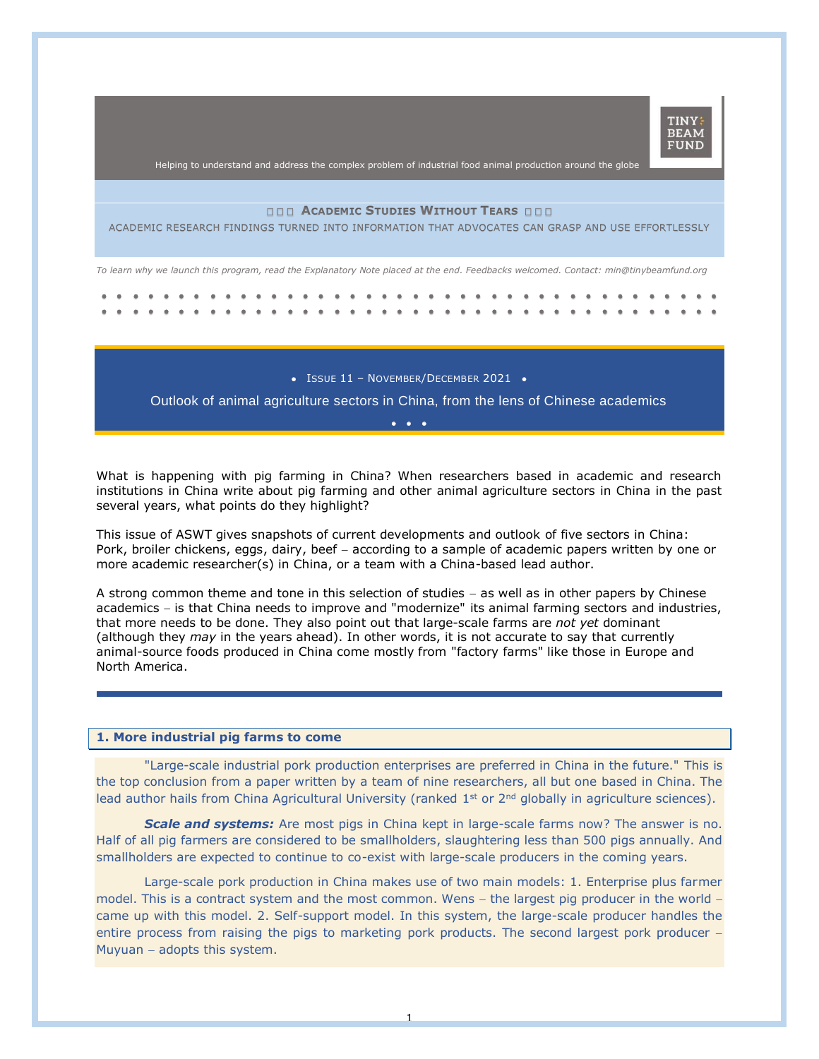TINY BEAM FUND

Helping to understand and address the complex problem of industrial food animal production around the globe

# ACADEMIC STUDIES WITHOUT TEARS

ACADEMIC RESEARCH FINDINGS TURNED INTO INFORMATION THAT ADVOCATES CAN GRASP AND USE EFFORTLESSLY

*To learn why we launch this program, read the Explanatory Note placed at the end. Feedbacks welcomed. Contact: min@tinybeamfund.org*

• ISSUE 11 – NOVEMBER/DECEMBER 2021 •

## Outlook of animal agriculture sectors in China, from the lens of Chinese academics

What is happening with pig farming in China? When researchers based in academic and research institutions in China write about pig farming and other animal agriculture sectors in China in the past several years, what points do they highlight?

This issue of ASWT gives snapshots of current developments and outlook of five sectors in China: Pork, broiler chickens, eggs, dairy, beef – according to a sample of academic papers written by one or more academic researcher(s) in China, or a team with a China-based lead author.

A strong common theme and tone in this selection of studies – as well as in other papers by Chinese academics – is that China needs to improve and "modernize" its animal farming sectors and industries, that more needs to be done. They also point out that large-scale farms are *not yet* dominant (although they *may* in the years ahead). In other words, it is not accurate to say that currently animal-source foods produced in China come mostly from "factory farms" like those in Europe and North America.

### 1. More industrial pig farms to come

"Large-scale industrial pork production enterprises are preferred in China in the future." This is the top conclusion from a paper written by a team of nine researchers, all but one based in China. The lead author hails from China Agricultural University (ranked 1st or 2nd globally in agriculture sciences).

***Scale and systems:*** Are most pigs in China kept in large-scale farms now? The answer is no. Half of all pig farmers are considered to be smallholders, slaughtering less than 500 pigs annually. And smallholders are expected to continue to co-exist with large-scale producers in the coming years.

Large-scale pork production in China makes use of two main models: 1. Enterprise plus farmer model. This is a contract system and the most common. Wens – the largest pig producer in the world – came up with this model. 2. Self-support model. In this system, the large-scale producer handles the entire process from raising the pigs to marketing pork products. The second largest pork producer – Muyuan – adopts this system.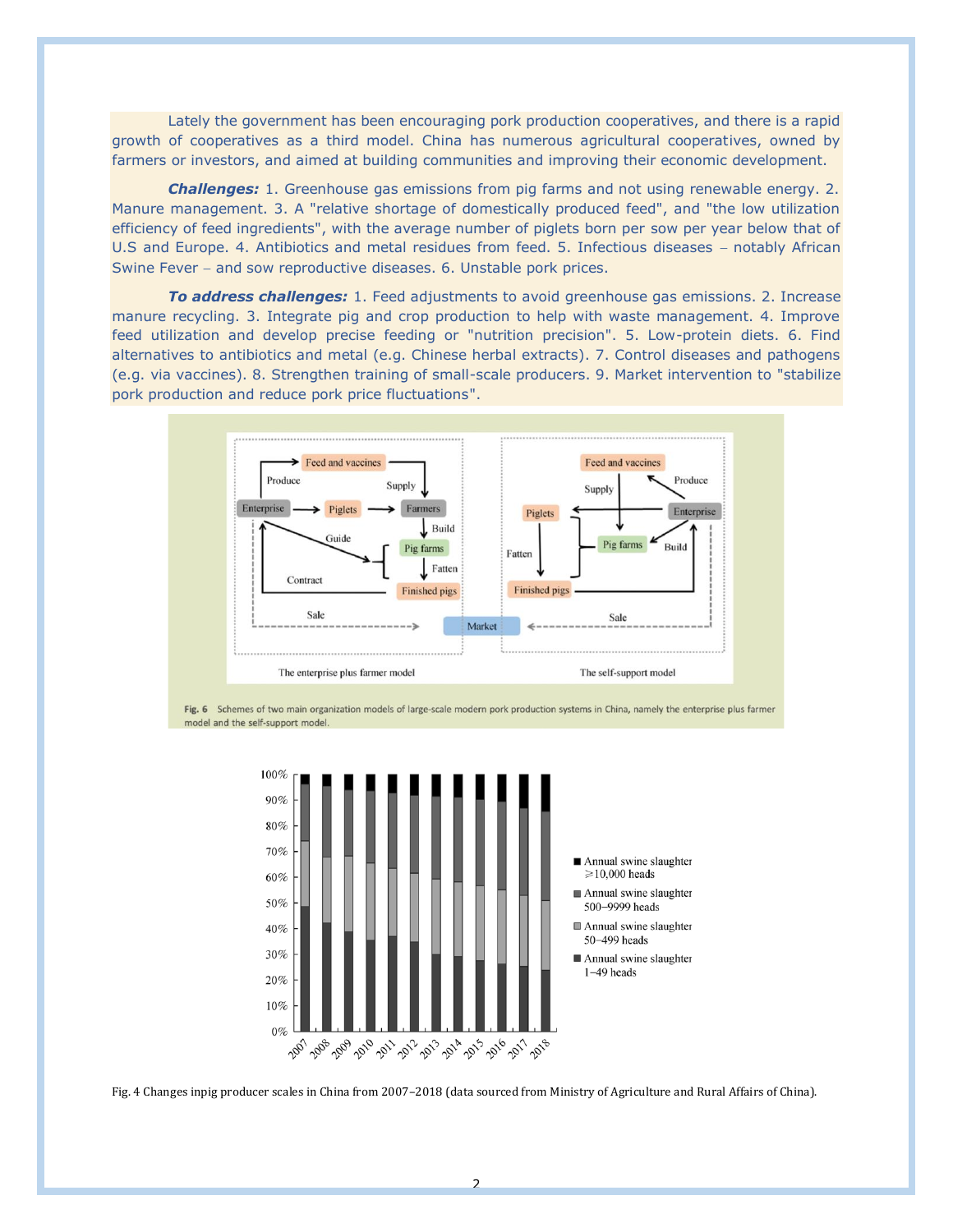Lately the government has been encouraging pork production cooperatives, and there is a rapid growth of cooperatives as a third model. China has numerous agricultural cooperatives, owned by farmers or investors, and aimed at building communities and improving their economic development.

***Challenges:*** 1. Greenhouse gas emissions from pig farms and not using renewable energy. 2. Manure management. 3. A "relative shortage of domestically produced feed", and "the low utilization efficiency of feed ingredients", with the average number of piglets born per sow per year below that of U.S and Europe. 4. Antibiotics and metal residues from feed. 5. Infectious diseases – notably African Swine Fever – and sow reproductive diseases. 6. Unstable pork prices.

***To address challenges:*** 1. Feed adjustments to avoid greenhouse gas emissions. 2. Increase manure recycling. 3. Integrate pig and crop production to help with waste management. 4. Improve feed utilization and develop precise feeding or "nutrition precision". 5. Low-protein diets. 6. Find alternatives to antibiotics and metal (e.g. Chinese herbal extracts). 7. Control diseases and pathogens (e.g. via vaccines). 8. Strengthen training of small-scale producers. 9. Market intervention to "stabilize pork production and reduce pork price fluctuations".

**Fig. 6** Schemes of two main organization models of large-scale modern pork production systems in China, namely the enterprise plus farmer model and the self-support model.

Fig. 4 Changes inpig producer scales in China from 2007–2018 (data sourced from Ministry of Agriculture and Rural Affairs of China).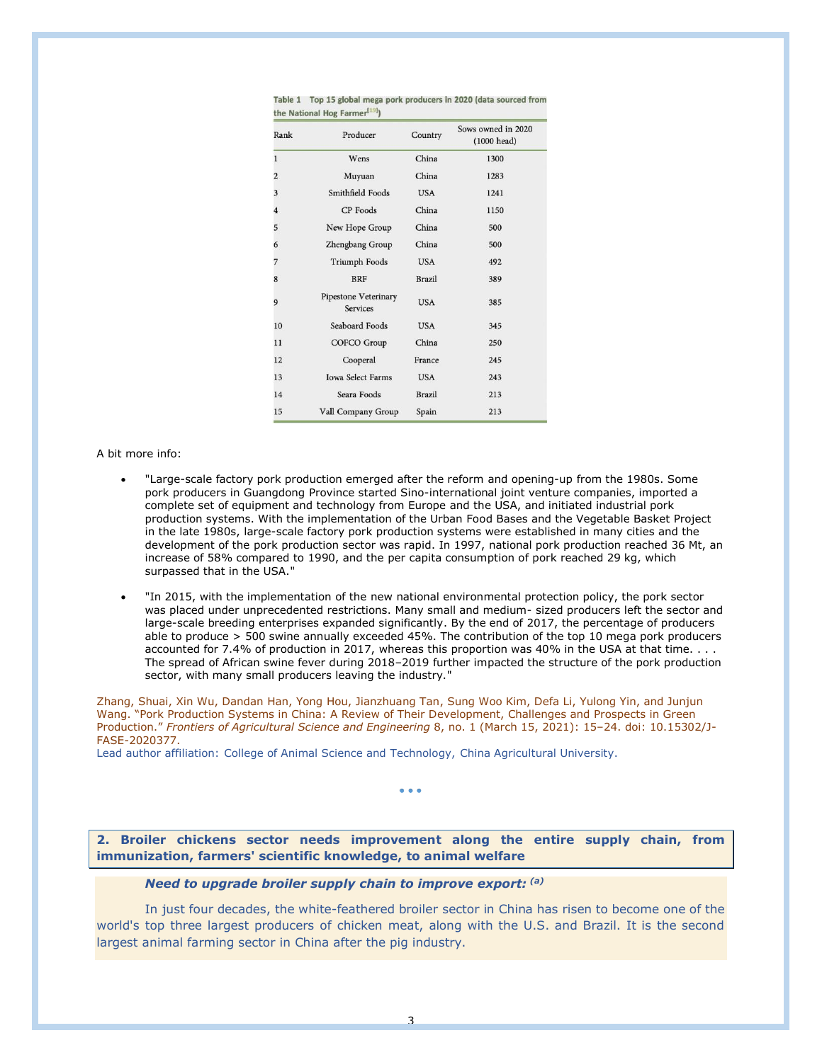Table 1 Top 15 global mega pork producers in 2020 (data sourced from the National Hog Farmer[19])

| Rank | Producer | Country | Sows owned in 2020 (1000 head) |
|---|---|---|---|
| 1 | Wens | China | 1300 |
| 2 | Muyuan | China | 1283 |
| 3 | Smithfield Foods | USA | 1241 |
| 4 | CP Foods | China | 1150 |
| 5 | New Hope Group | China | 500 |
| 6 | Zhengbang Group | China | 500 |
| 7 | Triumph Foods | USA | 492 |
| 8 | BRF | Brazil | 389 |
| 9 | Pipestone Veterinary Services | USA | 385 |
| 10 | Seaboard Foods | USA | 345 |
| 11 | COFCO Group | China | 250 |
| 12 | Cooperal | France | 245 |
| 13 | Iowa Select Farms | USA | 243 |
| 14 | Seara Foods | Brazil | 213 |
| 15 | Vall Company Group | Spain | 213 |

A bit more info:

- "Large-scale factory pork production emerged after the reform and opening-up from the 1980s. Some pork producers in Guangdong Province started Sino-international joint venture companies, imported a complete set of equipment and technology from Europe and the USA, and initiated industrial pork production systems. With the implementation of the Urban Food Bases and the Vegetable Basket Project in the late 1980s, large-scale factory pork production systems were established in many cities and the development of the pork production sector was rapid. In 1997, national pork production reached 36 Mt, an increase of 58% compared to 1990, and the per capita consumption of pork reached 29 kg, which surpassed that in the USA."

- "In 2015, with the implementation of the new national environmental protection policy, the pork sector was placed under unprecedented restrictions. Many small and medium- sized producers left the sector and large-scale breeding enterprises expanded significantly. By the end of 2017, the percentage of producers able to produce > 500 swine annually exceeded 45%. The contribution of the top 10 mega pork producers accounted for 7.4% of production in 2017, whereas this proportion was 40% in the USA at that time. . . . The spread of African swine fever during 2018–2019 further impacted the structure of the pork production sector, with many small producers leaving the industry."

Zhang, Shuai, Xin Wu, Dandan Han, Yong Hou, Jianzhuang Tan, Sung Woo Kim, Defa Li, Yulong Yin, and Junjun Wang. "Pork Production Systems in China: A Review of Their Development, Challenges and Prospects in Green Production." *Frontiers of Agricultural Science and Engineering* 8, no. 1 (March 15, 2021): 15–24. doi: 10.15302/J-FASE-2020377.
Lead author affiliation: College of Animal Science and Technology, China Agricultural University.

• • •

## 2. Broiler chickens sector needs improvement along the entire supply chain, from immunization, farmers' scientific knowledge, to animal welfare

***Need to upgrade broiler supply chain to improve export:*** ***[a]***

In just four decades, the white-feathered broiler sector in China has risen to become one of the world's top three largest producers of chicken meat, along with the U.S. and Brazil. It is the second largest animal farming sector in China after the pig industry.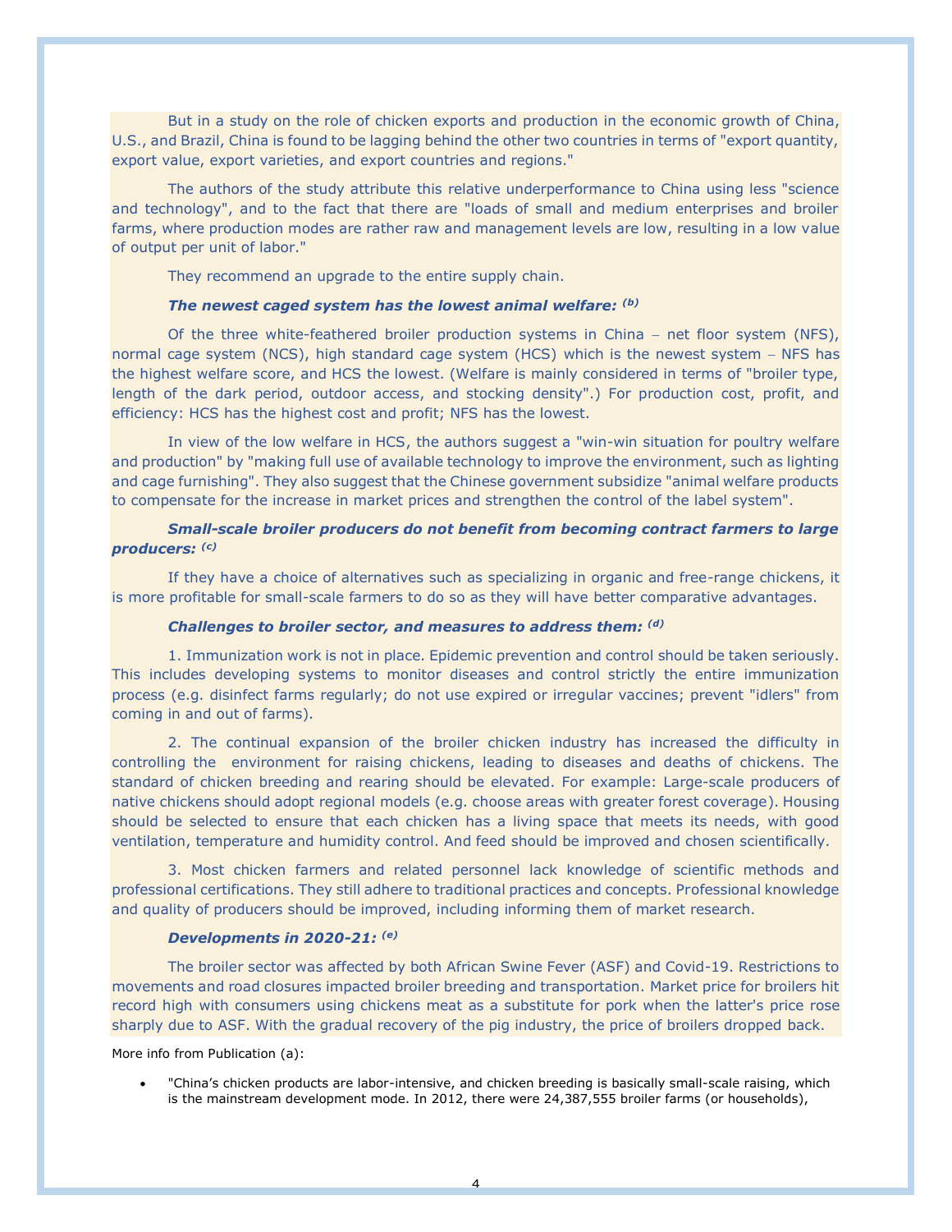But in a study on the role of chicken exports and production in the economic growth of China, U.S., and Brazil, China is found to be lagging behind the other two countries in terms of "export quantity, export value, export varieties, and export countries and regions."

The authors of the study attribute this relative underperformance to China using less "science and technology", and to the fact that there are "loads of small and medium enterprises and broiler farms, where production modes are rather raw and management levels are low, resulting in a low value of output per unit of labor."

They recommend an upgrade to the entire supply chain.

***The newest caged system has the lowest animal welfare:*** ***[(b)]***

Of the three white-feathered broiler production systems in China – net floor system (NFS), normal cage system (NCS), high standard cage system (HCS) which is the newest system – NFS has the highest welfare score, and HCS the lowest. (Welfare is mainly considered in terms of "broiler type, length of the dark period, outdoor access, and stocking density".) For production cost, profit, and efficiency: HCS has the highest cost and profit; NFS has the lowest.

In view of the low welfare in HCS, the authors suggest a "win-win situation for poultry welfare and production" by "making full use of available technology to improve the environment, such as lighting and cage furnishing". They also suggest that the Chinese government subsidize "animal welfare products to compensate for the increase in market prices and strengthen the control of the label system".

***Small-scale broiler producers do not benefit from becoming contract farmers to large producers:*** ***[(c)]***

If they have a choice of alternatives such as specializing in organic and free-range chickens, it is more profitable for small-scale farmers to do so as they will have better comparative advantages.

***Challenges to broiler sector, and measures to address them:*** ***[(d)]***

1. Immunization work is not in place. Epidemic prevention and control should be taken seriously. This includes developing systems to monitor diseases and control strictly the entire immunization process (e.g. disinfect farms regularly; do not use expired or irregular vaccines; prevent "idlers" from coming in and out of farms).

2. The continual expansion of the broiler chicken industry has increased the difficulty in controlling the environment for raising chickens, leading to diseases and deaths of chickens. The standard of chicken breeding and rearing should be elevated. For example: Large-scale producers of native chickens should adopt regional models (e.g. choose areas with greater forest coverage). Housing should be selected to ensure that each chicken has a living space that meets its needs, with good ventilation, temperature and humidity control. And feed should be improved and chosen scientifically.

3. Most chicken farmers and related personnel lack knowledge of scientific methods and professional certifications. They still adhere to traditional practices and concepts. Professional knowledge and quality of producers should be improved, including informing them of market research.

***Developments in 2020-21:*** ***[(e)]***

The broiler sector was affected by both African Swine Fever (ASF) and Covid-19. Restrictions to movements and road closures impacted broiler breeding and transportation. Market price for broilers hit record high with consumers using chickens meat as a substitute for pork when the latter's price rose sharply due to ASF. With the gradual recovery of the pig industry, the price of broilers dropped back.

More info from Publication (a):

- "China's chicken products are labor-intensive, and chicken breeding is basically small-scale raising, which is the mainstream development mode. In 2012, there were 24,387,555 broiler farms (or households),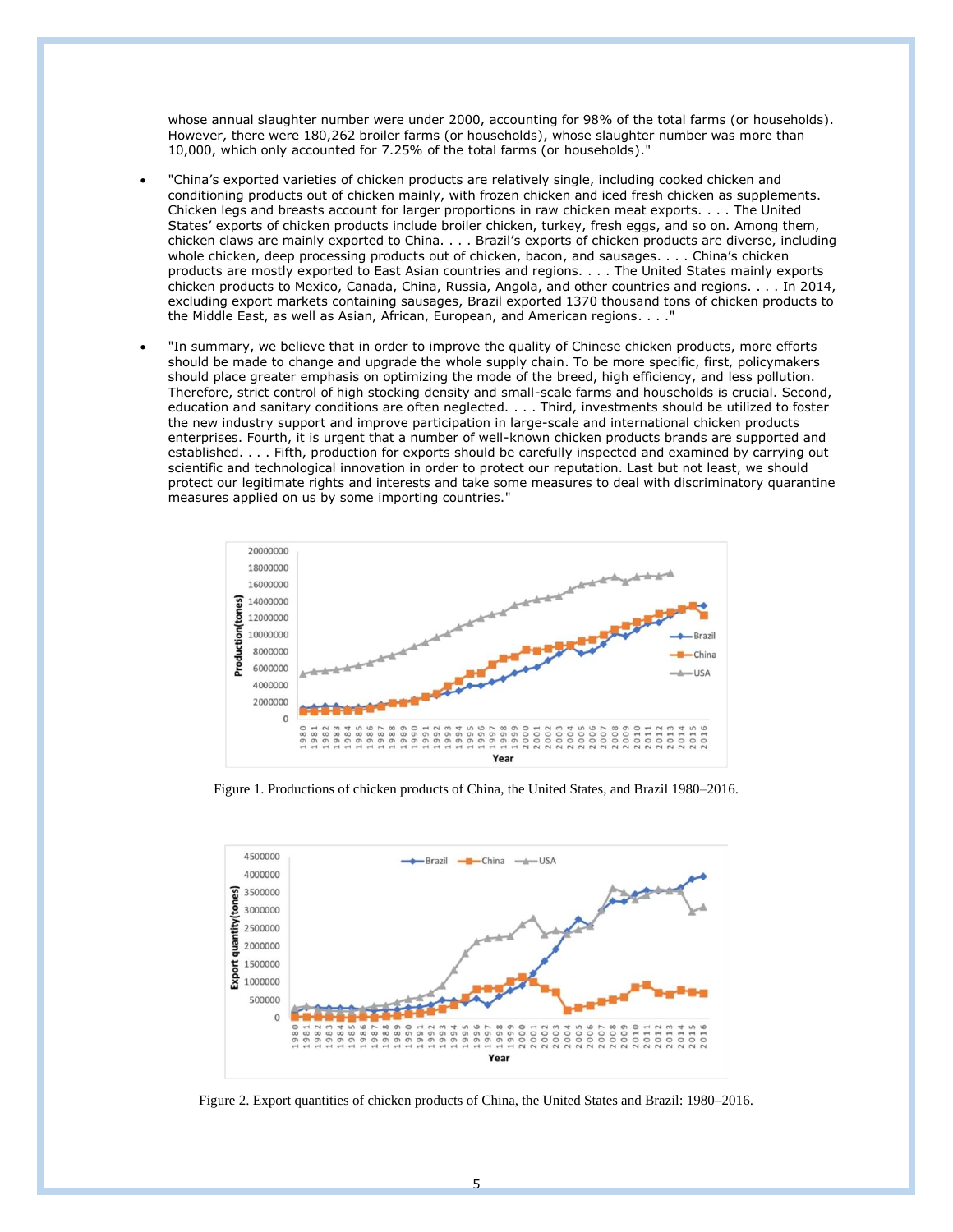whose annual slaughter number were under 2000, accounting for 98% of the total farms (or households). However, there were 180,262 broiler farms (or households), whose slaughter number was more than 10,000, which only accounted for 7.25% of the total farms (or households)."

- "China's exported varieties of chicken products are relatively single, including cooked chicken and conditioning products out of chicken mainly, with frozen chicken and iced fresh chicken as supplements. Chicken legs and breasts account for larger proportions in raw chicken meat exports. . . . The United States' exports of chicken products include broiler chicken, turkey, fresh eggs, and so on. Among them, chicken claws are mainly exported to China. . . . Brazil's exports of chicken products are diverse, including whole chicken, deep processing products out of chicken, bacon, and sausages. . . . China's chicken products are mostly exported to East Asian countries and regions. . . . The United States mainly exports chicken products to Mexico, Canada, China, Russia, Angola, and other countries and regions. . . . In 2014, excluding export markets containing sausages, Brazil exported 1370 thousand tons of chicken products to the Middle East, as well as Asian, African, European, and American regions. . . ."

- "In summary, we believe that in order to improve the quality of Chinese chicken products, more efforts should be made to change and upgrade the whole supply chain. To be more specific, first, policymakers should place greater emphasis on optimizing the mode of the breed, high efficiency, and less pollution. Therefore, strict control of high stocking density and small-scale farms and households is crucial. Second, education and sanitary conditions are often neglected. . . . Third, investments should be utilized to foster the new industry support and improve participation in large-scale and international chicken products enterprises. Fourth, it is urgent that a number of well-known chicken products brands are supported and established. . . . Fifth, production for exports should be carefully inspected and examined by carrying out scientific and technological innovation in order to protect our reputation. Last but not least, we should protect our legitimate rights and interests and take some measures to deal with discriminatory quarantine measures applied on us by some importing countries."

Figure 1. Productions of chicken products of China, the United States, and Brazil 1980–2016.

Figure 2. Export quantities of chicken products of China, the United States and Brazil: 1980–2016.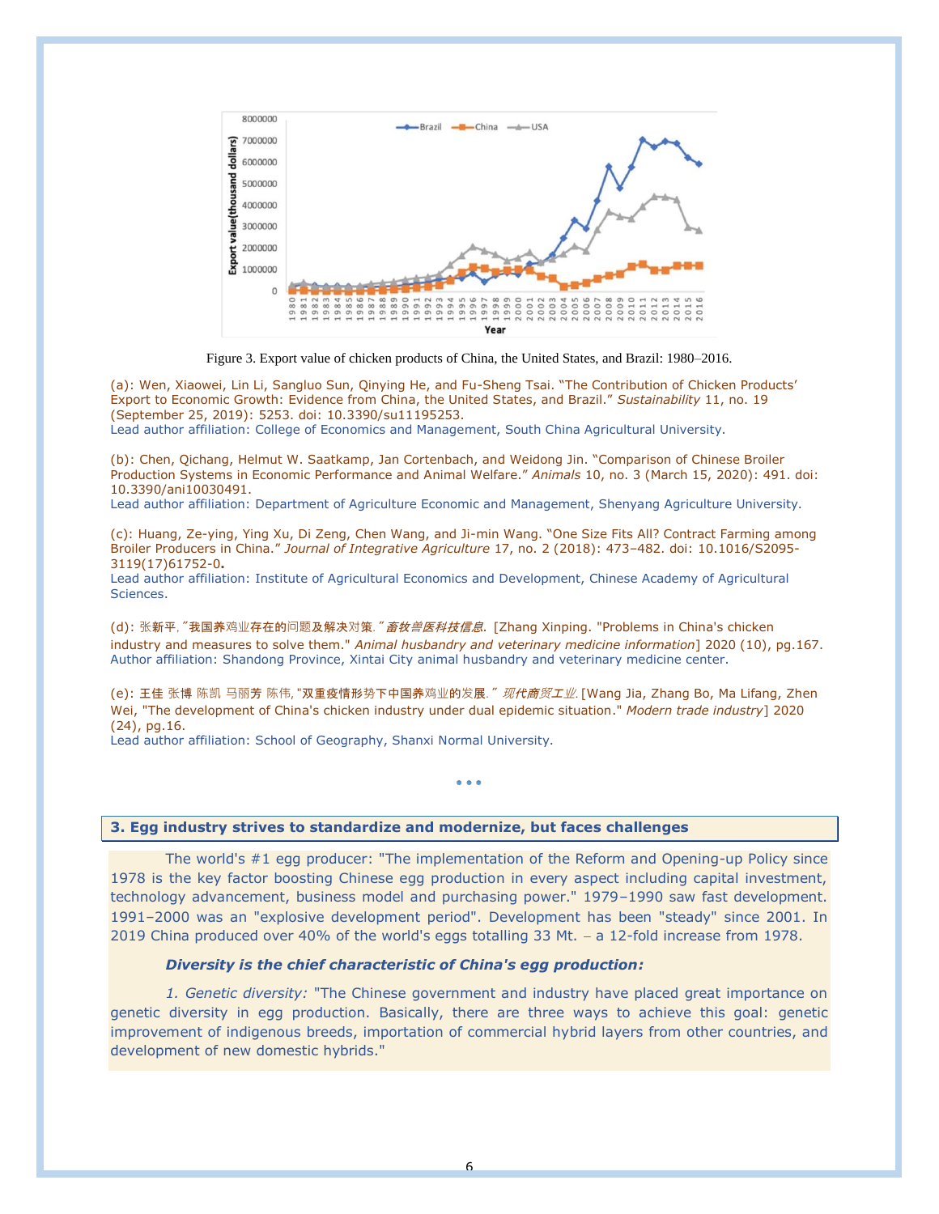Figure 3. Export value of chicken products of China, the United States, and Brazil: 1980–2016.

(a): Wen, Xiaowei, Lin Li, Sangluo Sun, Qinying He, and Fu-Sheng Tsai. "The Contribution of Chicken Products' Export to Economic Growth: Evidence from China, the United States, and Brazil." *Sustainability* 11, no. 19 (September 25, 2019): 5253. doi: 10.3390/su11195253.
Lead author affiliation: College of Economics and Management, South China Agricultural University.

(b): Chen, Qichang, Helmut W. Saatkamp, Jan Cortenbach, and Weidong Jin. "Comparison of Chinese Broiler Production Systems in Economic Performance and Animal Welfare." *Animals* 10, no. 3 (March 15, 2020): 491. doi: 10.3390/ani10030491.
Lead author affiliation: Department of Agriculture Economic and Management, Shenyang Agriculture University.

(c): Huang, Ze-ying, Ying Xu, Di Zeng, Chen Wang, and Ji-min Wang. "One Size Fits All? Contract Farming among Broiler Producers in China." *Journal of Integrative Agriculture* 17, no. 2 (2018): 473–482. doi: 10.1016/S2095-3119(17)61752-0**.**
Lead author affiliation: Institute of Agricultural Economics and Development, Chinese Academy of Agricultural Sciences.

(d): 张新平,"我国养鸡业存在的问题及解决对策."*畜牧兽医科技信息*. [Zhang Xinping. "Problems in China's chicken industry and measures to solve them." *Animal husbandry and veterinary medicine information*] 2020 (10), pg.167.
Author affiliation: Shandong Province, Xintai City animal husbandry and veterinary medicine center.

(e): 王佳 张博 陈凯 马丽芳 陈伟, "双重疫情形势下中国养鸡业的发展."*现代商贸工业*. [Wang Jia, Zhang Bo, Ma Lifang, Zhen Wei, "The development of China's chicken industry under dual epidemic situation." *Modern trade industry*] 2020 (24), pg.16.
Lead author affiliation: School of Geography, Shanxi Normal University.

• • •

## 3. Egg industry strives to standardize and modernize, but faces challenges

The world's #1 egg producer: "The implementation of the Reform and Opening-up Policy since 1978 is the key factor boosting Chinese egg production in every aspect including capital investment, technology advancement, business model and purchasing power." 1979–1990 saw fast development. 1991–2000 was an "explosive development period". Development has been "steady" since 2001. In 2019 China produced over 40% of the world's eggs totalling 33 Mt. – a 12-fold increase from 1978.

***Diversity is the chief characteristic of China's egg production:***

*1. Genetic diversity:* "The Chinese government and industry have placed great importance on genetic diversity in egg production. Basically, there are three ways to achieve this goal: genetic improvement of indigenous breeds, importation of commercial hybrid layers from other countries, and development of new domestic hybrids."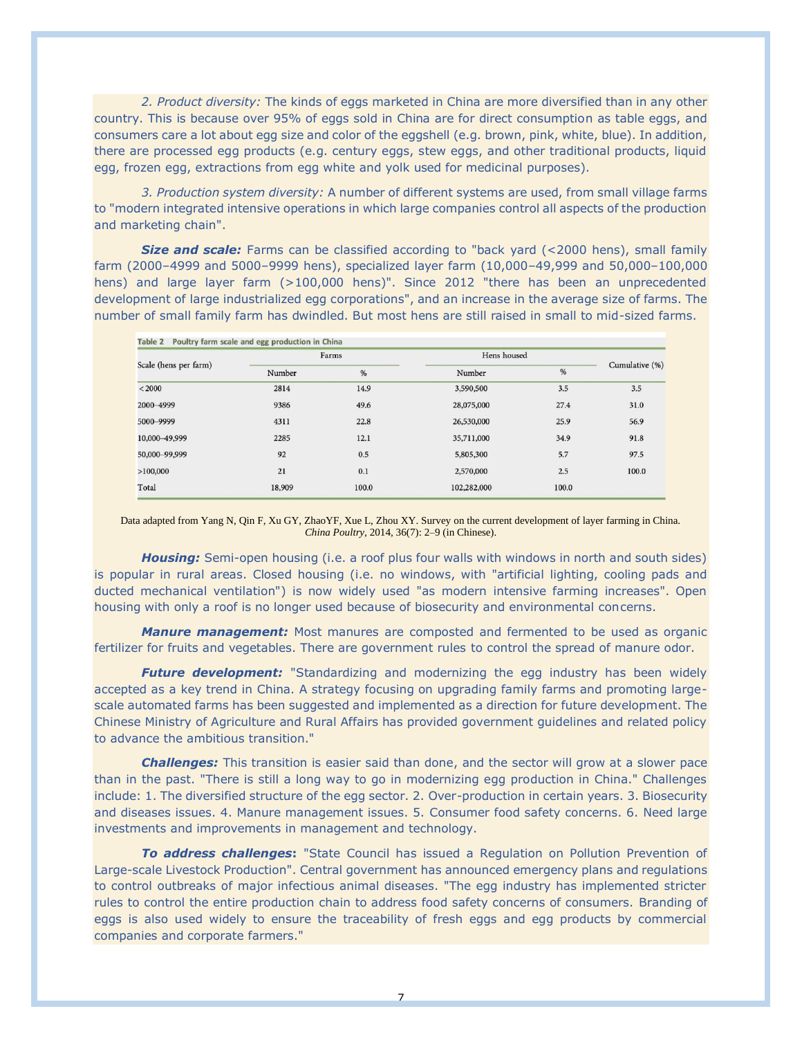*2. Product diversity:* The kinds of eggs marketed in China are more diversified than in any other country. This is because over 95% of eggs sold in China are for direct consumption as table eggs, and consumers care a lot about egg size and color of the eggshell (e.g. brown, pink, white, blue). In addition, there are processed egg products (e.g. century eggs, stew eggs, and other traditional products, liquid egg, frozen egg, extractions from egg white and yolk used for medicinal purposes).

*3. Production system diversity:* A number of different systems are used, from small village farms to "modern integrated intensive operations in which large companies control all aspects of the production and marketing chain".

***Size and scale:*** Farms can be classified according to "back yard (<2000 hens), small family farm (2000–4999 and 5000–9999 hens), specialized layer farm (10,000–49,999 and 50,000–100,000 hens) and large layer farm (>100,000 hens)". Since 2012 "there has been an unprecedented development of large industrialized egg corporations", and an increase in the average size of farms. The number of small family farm has dwindled. But most hens are still raised in small to mid-sized farms.

**Table 2 Poultry farm scale and egg production in China**

| Scale (hens per farm) | Farms | | Hens housed | | Cumulative (%) |
|---|---|---|---|---|---|
| | Number | % | Number | % | |
| <2000 | 2814 | 14.9 | 3,590,500 | 3.5 | 3.5 |
| 2000–4999 | 9386 | 49.6 | 28,075,000 | 27.4 | 31.0 |
| 5000–9999 | 4311 | 22.8 | 26,530,000 | 25.9 | 56.9 |
| 10,000–49,999 | 2285 | 12.1 | 35,711,000 | 34.9 | 91.8 |
| 50,000–99,999 | 92 | 0.5 | 5,805,300 | 5.7 | 97.5 |
| >100,000 | 21 | 0.1 | 2,570,000 | 2.5 | 100.0 |
| Total | 18,909 | 100.0 | 102,282,000 | 100.0 | |

Data adapted from Yang N, Qin F, Xu GY, ZhaoYF, Xue L, Zhou XY. Survey on the current development of layer farming in China. *China Poultry*, 2014, 36(7): 2–9 (in Chinese).

***Housing:*** Semi-open housing (i.e. a roof plus four walls with windows in north and south sides) is popular in rural areas. Closed housing (i.e. no windows, with "artificial lighting, cooling pads and ducted mechanical ventilation") is now widely used "as modern intensive farming increases". Open housing with only a roof is no longer used because of biosecurity and environmental concerns.

***Manure management:*** Most manures are composted and fermented to be used as organic fertilizer for fruits and vegetables. There are government rules to control the spread of manure odor.

***Future development:*** "Standardizing and modernizing the egg industry has been widely accepted as a key trend in China. A strategy focusing on upgrading family farms and promoting large-scale automated farms has been suggested and implemented as a direction for future development. The Chinese Ministry of Agriculture and Rural Affairs has provided government guidelines and related policy to advance the ambitious transition."

***Challenges:*** This transition is easier said than done, and the sector will grow at a slower pace than in the past. "There is still a long way to go in modernizing egg production in China." Challenges include: 1. The diversified structure of the egg sector. 2. Over-production in certain years. 3. Biosecurity and diseases issues. 4. Manure management issues. 5. Consumer food safety concerns. 6. Need large investments and improvements in management and technology.

***To address challenges*:** "State Council has issued a Regulation on Pollution Prevention of Large-scale Livestock Production". Central government has announced emergency plans and regulations to control outbreaks of major infectious animal diseases. "The egg industry has implemented stricter rules to control the entire production chain to address food safety concerns of consumers. Branding of eggs is also used widely to ensure the traceability of fresh eggs and egg products by commercial companies and corporate farmers."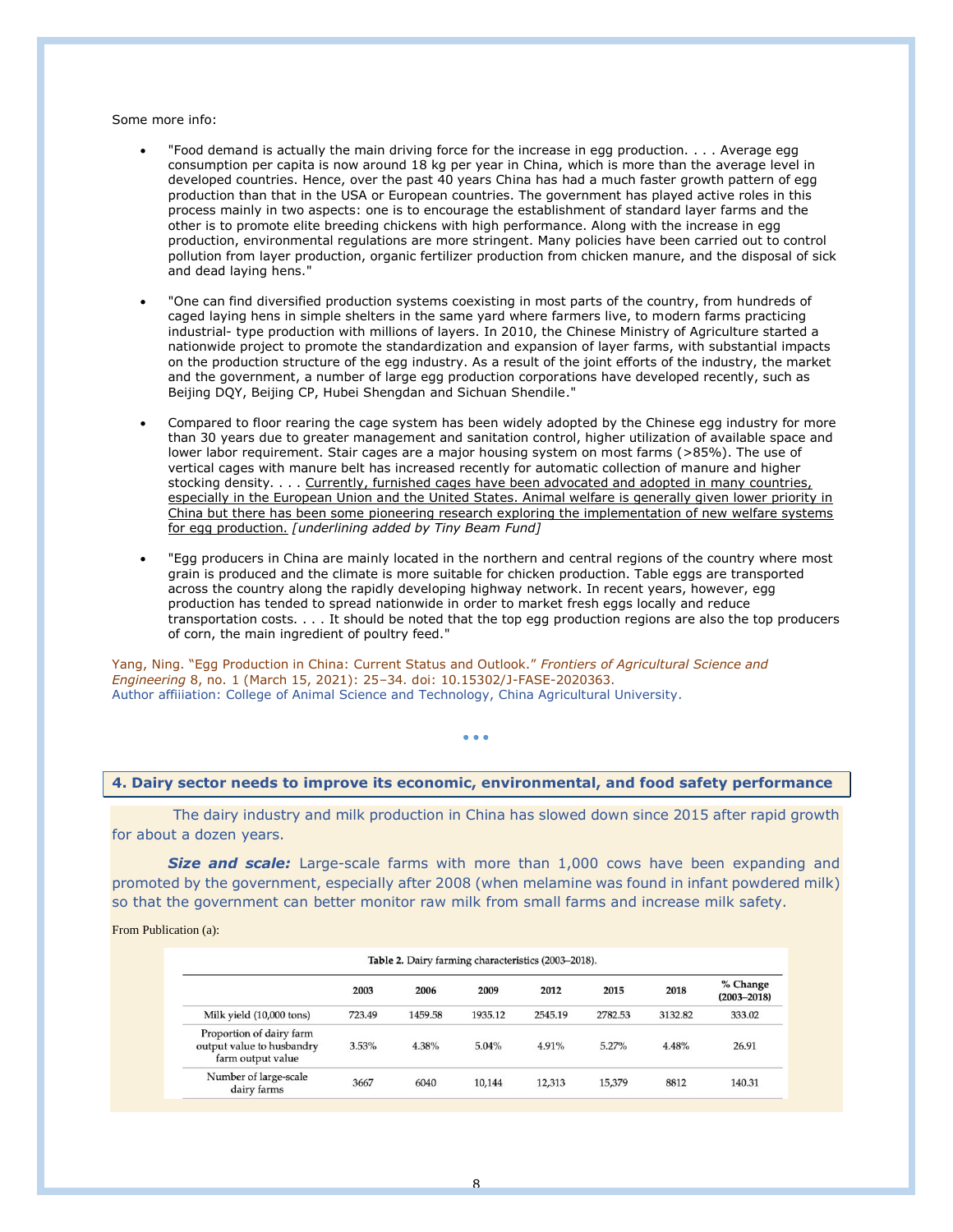Some more info:

- "Food demand is actually the main driving force for the increase in egg production. . . . Average egg consumption per capita is now around 18 kg per year in China, which is more than the average level in developed countries. Hence, over the past 40 years China has had a much faster growth pattern of egg production than that in the USA or European countries. The government has played active roles in this process mainly in two aspects: one is to encourage the establishment of standard layer farms and the other is to promote elite breeding chickens with high performance. Along with the increase in egg production, environmental regulations are more stringent. Many policies have been carried out to control pollution from layer production, organic fertilizer production from chicken manure, and the disposal of sick and dead laying hens."

- "One can find diversified production systems coexisting in most parts of the country, from hundreds of caged laying hens in simple shelters in the same yard where farmers live, to modern farms practicing industrial- type production with millions of layers. In 2010, the Chinese Ministry of Agriculture started a nationwide project to promote the standardization and expansion of layer farms, with substantial impacts on the production structure of the egg industry. As a result of the joint efforts of the industry, the market and the government, a number of large egg production corporations have developed recently, such as Beijing DQY, Beijing CP, Hubei Shengdan and Sichuan Shendile."

- Compared to floor rearing the cage system has been widely adopted by the Chinese egg industry for more than 30 years due to greater management and sanitation control, higher utilization of available space and lower labor requirement. Stair cages are a major housing system on most farms (>85%). The use of vertical cages with manure belt has increased recently for automatic collection of manure and higher stocking density. . . . <u>Currently, furnished cages have been advocated and adopted in many countries, especially in the European Union and the United States. Animal welfare is generally given lower priority in China but there has been some pioneering research exploring the implementation of new welfare systems for egg production.</u> *[underlining added by Tiny Beam Fund]*

- "Egg producers in China are mainly located in the northern and central regions of the country where most grain is produced and the climate is more suitable for chicken production. Table eggs are transported across the country along the rapidly developing highway network. In recent years, however, egg production has tended to spread nationwide in order to market fresh eggs locally and reduce transportation costs. . . . It should be noted that the top egg production regions are also the top producers of corn, the main ingredient of poultry feed."

Yang, Ning. "Egg Production in China: Current Status and Outlook." *Frontiers of Agricultural Science and Engineering* 8, no. 1 (March 15, 2021): 25–34. doi: 10.15302/J-FASE-2020363.
Author affiliation: College of Animal Science and Technology, China Agricultural University.

• • •

## 4. Dairy sector needs to improve its economic, environmental, and food safety performance

The dairy industry and milk production in China has slowed down since 2015 after rapid growth for about a dozen years.

***Size and scale:*** Large-scale farms with more than 1,000 cows have been expanding and promoted by the government, especially after 2008 (when melamine was found in infant powdered milk) so that the government can better monitor raw milk from small farms and increase milk safety.

From Publication (a):

**Table 2.** Dairy farming characteristics (2003–2018).

| | 2003 | 2006 | 2009 | 2012 | 2015 | 2018 | % Change (2003–2018) |
|---|---|---|---|---|---|---|---|
| Milk yield (10,000 tons) | 723.49 | 1459.58 | 1935.12 | 2545.19 | 2782.53 | 3132.82 | 333.02 |
| Proportion of dairy farm output value to husbandry farm output value | 3.53% | 4.38% | 5.04% | 4.91% | 5.27% | 4.48% | 26.91 |
| Number of large-scale dairy farms | 3667 | 6040 | 10,144 | 12,313 | 15,379 | 8812 | 140.31 |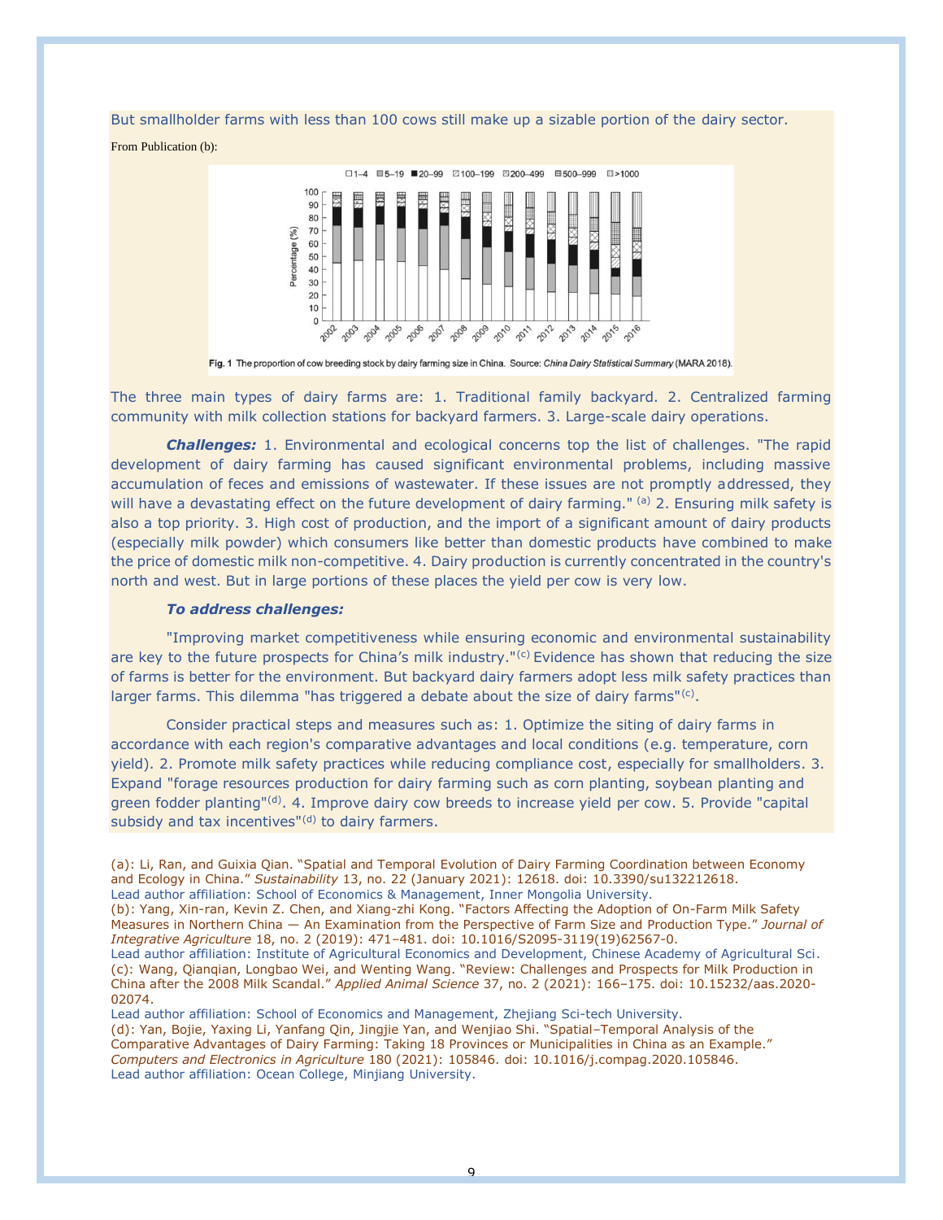But smallholder farms with less than 100 cows still make up a sizable portion of the dairy sector.

From Publication (b):

Fig. 1 The proportion of cow breeding stock by dairy farming size in China. Source: *China Dairy Statistical Summary* (MARA 2018).

The three main types of dairy farms are: 1. Traditional family backyard. 2. Centralized farming community with milk collection stations for backyard farmers. 3. Large-scale dairy operations.

***Challenges:*** 1. Environmental and ecological concerns top the list of challenges. "The rapid development of dairy farming has caused significant environmental problems, including massive accumulation of feces and emissions of wastewater. If these issues are not promptly addressed, they will have a devastating effect on the future development of dairy farming." [a] 2. Ensuring milk safety is also a top priority. 3. High cost of production, and the import of a significant amount of dairy products (especially milk powder) which consumers like better than domestic products have combined to make the price of domestic milk non-competitive. 4. Dairy production is currently concentrated in the country's north and west. But in large portions of these places the yield per cow is very low.

***To address challenges:***

"Improving market competitiveness while ensuring economic and environmental sustainability are key to the future prospects for China's milk industry."[c] Evidence has shown that reducing the size of farms is better for the environment. But backyard dairy farmers adopt less milk safety practices than larger farms. This dilemma "has triggered a debate about the size of dairy farms"[c].

Consider practical steps and measures such as: 1. Optimize the siting of dairy farms in accordance with each region's comparative advantages and local conditions (e.g. temperature, corn yield). 2. Promote milk safety practices while reducing compliance cost, especially for smallholders. 3. Expand "forage resources production for dairy farming such as corn planting, soybean planting and green fodder planting"[d]. 4. Improve dairy cow breeds to increase yield per cow. 5. Provide "capital subsidy and tax incentives"[d] to dairy farmers.

(a): Li, Ran, and Guixia Qian. "Spatial and Temporal Evolution of Dairy Farming Coordination between Economy and Ecology in China." *Sustainability* 13, no. 22 (January 2021): 12618. doi: 10.3390/su132212618.
Lead author affiliation: School of Economics & Management, Inner Mongolia University.
(b): Yang, Xin-ran, Kevin Z. Chen, and Xiang-zhi Kong. "Factors Affecting the Adoption of On-Farm Milk Safety Measures in Northern China — An Examination from the Perspective of Farm Size and Production Type." *Journal of Integrative Agriculture* 18, no. 2 (2019): 471–481. doi: 10.1016/S2095-3119(19)62567-0.
Lead author affiliation: Institute of Agricultural Economics and Development, Chinese Academy of Agricultural Sci.
(c): Wang, Qianqian, Longbao Wei, and Wenting Wang. "Review: Challenges and Prospects for Milk Production in China after the 2008 Milk Scandal." *Applied Animal Science* 37, no. 2 (2021): 166–175. doi: 10.15232/aas.2020-02074.
Lead author affiliation: School of Economics and Management, Zhejiang Sci-tech University.
(d): Yan, Bojie, Yaxing Li, Yanfang Qin, Jingjie Yan, and Wenjiao Shi. "Spatial–Temporal Analysis of the Comparative Advantages of Dairy Farming: Taking 18 Provinces or Municipalities in China as an Example." *Computers and Electronics in Agriculture* 180 (2021): 105846. doi: 10.1016/j.compag.2020.105846.
Lead author affiliation: Ocean College, Minjiang University.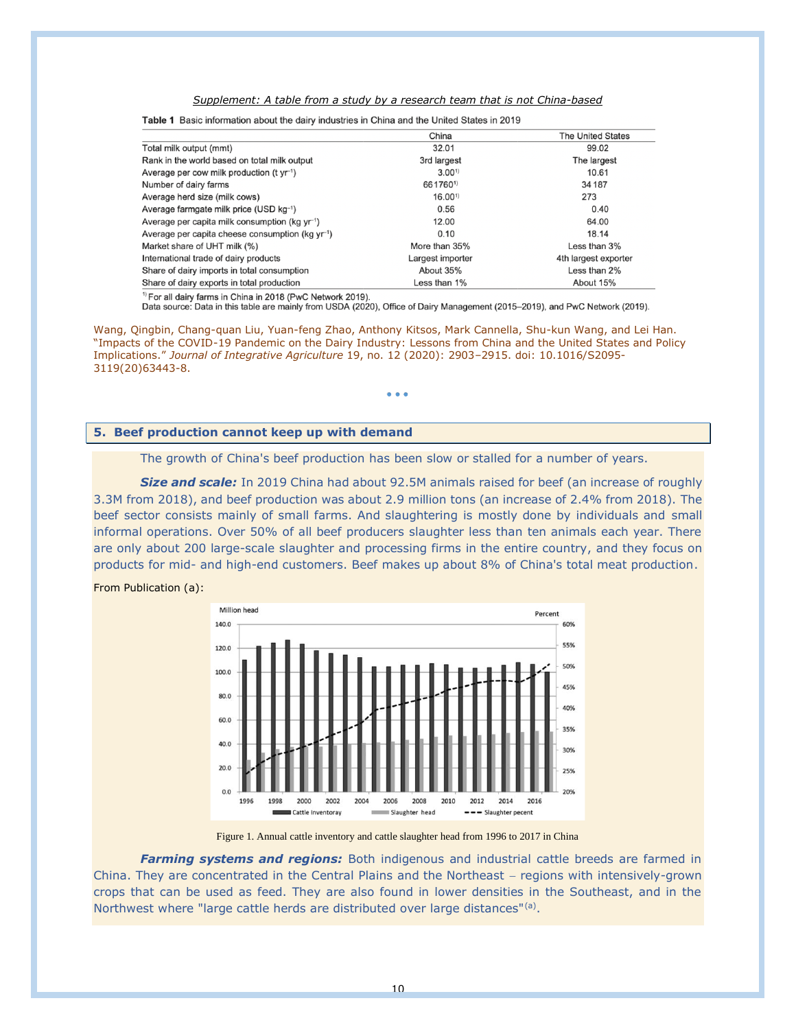*Supplement: A table from a study by a research team that is not China-based*

**Table 1** Basic information about the dairy industries in China and the United States in 2019

| | China | The United States |
|---|---|---|
| Total milk output (mmt) | 32.01 | 99.02 |
| Rank in the world based on total milk output | 3rd largest | The largest |
| Average per cow milk production (t $yr^{-1}$) | 3.00[1)] | 10.61 |
| Number of dairy farms | 661760[1)] | 34187 |
| Average herd size (milk cows) | 16.00[1)] | 273 |
| Average farmgate milk price (USD $kg^{-1}$) | 0.56 | 0.40 |
| Average per capita milk consumption (kg $yr^{-1}$) | 12.00 | 64.00 |
| Average per capita cheese consumption (kg $yr^{-1}$) | 0.10 | 18.14 |
| Market share of UHT milk (%) | More than 35% | Less than 3% |
| International trade of dairy products | Largest importer | 4th largest exporter |
| Share of dairy imports in total consumption | About 35% | Less than 2% |
| Share of dairy exports in total production | Less than 1% | About 15% |

[1)] For all dairy farms in China in 2018 (PwC Network 2019).
Data source: Data in this table are mainly from USDA (2020), Office of Dairy Management (2015–2019), and PwC Network (2019).

Wang, Qingbin, Chang-quan Liu, Yuan-feng Zhao, Anthony Kitsos, Mark Cannella, Shu-kun Wang, and Lei Han. "Impacts of the COVID-19 Pandemic on the Dairy Industry: Lessons from China and the United States and Policy Implications." *Journal of Integrative Agriculture* 19, no. 12 (2020): 2903–2915. doi: 10.1016/S2095-3119(20)63443-8.

• • •

## 5. Beef production cannot keep up with demand

The growth of China's beef production has been slow or stalled for a number of years.

***Size and scale:*** In 2019 China had about 92.5M animals raised for beef (an increase of roughly 3.3M from 2018), and beef production was about 2.9 million tons (an increase of 2.4% from 2018). The beef sector consists mainly of small farms. And slaughtering is mostly done by individuals and small informal operations. Over 50% of all beef producers slaughter less than ten animals each year. There are only about 200 large-scale slaughter and processing firms in the entire country, and they focus on products for mid- and high-end customers. Beef makes up about 8% of China's total meat production.

From Publication (a):

Figure 1. Annual cattle inventory and cattle slaughter head from 1996 to 2017 in China

***Farming systems and regions:*** Both indigenous and industrial cattle breeds are farmed in China. They are concentrated in the Central Plains and the Northeast – regions with intensively-grown crops that can be used as feed. They are also found in lower densities in the Southeast, and in the Northwest where "large cattle herds are distributed over large distances"[(a)].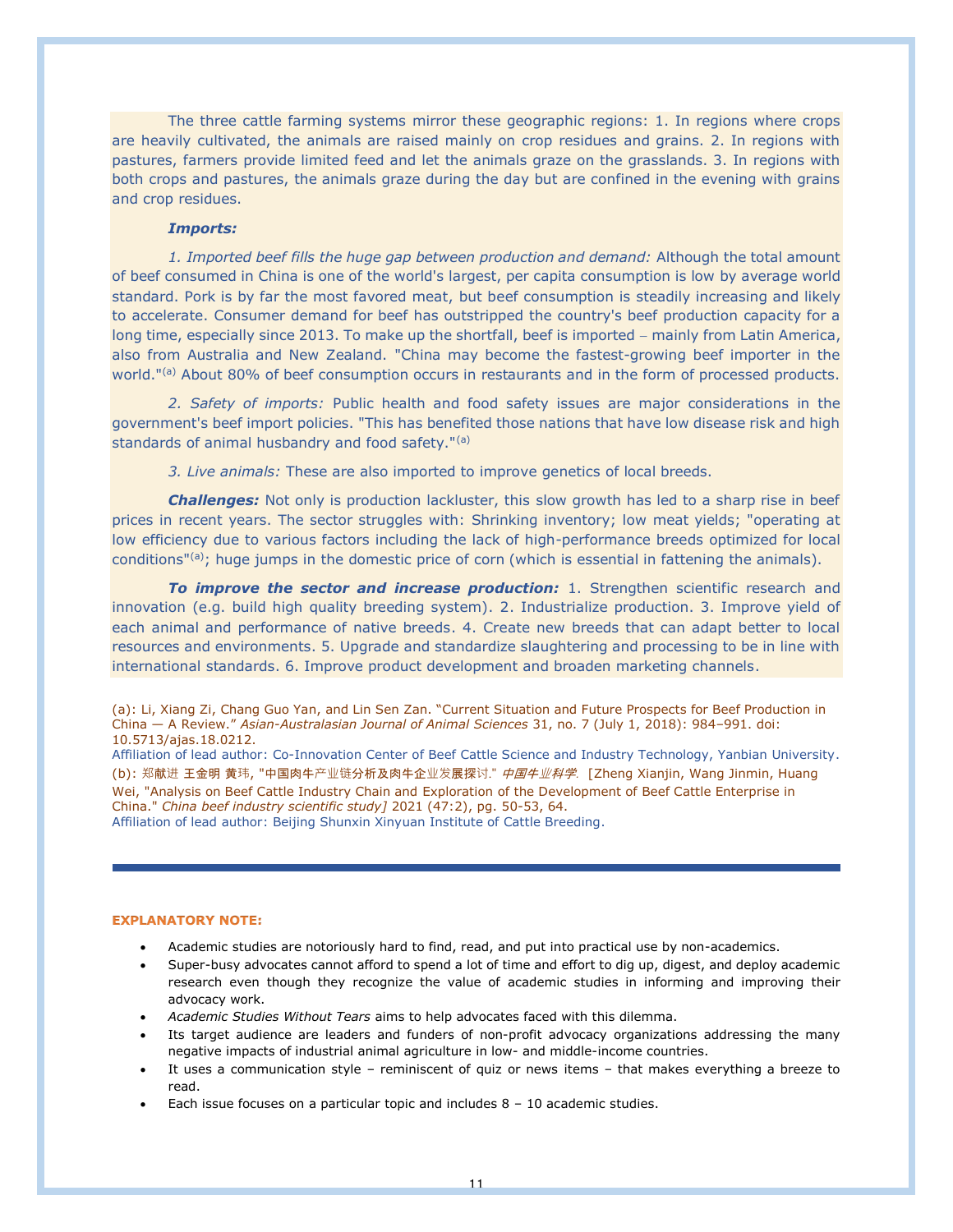The three cattle farming systems mirror these geographic regions: 1. In regions where crops are heavily cultivated, the animals are raised mainly on crop residues and grains. 2. In regions with pastures, farmers provide limited feed and let the animals graze on the grasslands. 3. In regions with both crops and pastures, the animals graze during the day but are confined in the evening with grains and crop residues.

***Imports:***

*1. Imported beef fills the huge gap between production and demand:* Although the total amount of beef consumed in China is one of the world's largest, per capita consumption is low by average world standard. Pork is by far the most favored meat, but beef consumption is steadily increasing and likely to accelerate. Consumer demand for beef has outstripped the country's beef production capacity for a long time, especially since 2013. To make up the shortfall, beef is imported – mainly from Latin America, also from Australia and New Zealand. "China may become the fastest-growing beef importer in the world."[(a)] About 80% of beef consumption occurs in restaurants and in the form of processed products.

*2. Safety of imports:* Public health and food safety issues are major considerations in the government's beef import policies. "This has benefited those nations that have low disease risk and high standards of animal husbandry and food safety."[(a)]

*3. Live animals:* These are also imported to improve genetics of local breeds.

***Challenges:*** Not only is production lackluster, this slow growth has led to a sharp rise in beef prices in recent years. The sector struggles with: Shrinking inventory; low meat yields; "operating at low efficiency due to various factors including the lack of high-performance breeds optimized for local conditions"[(a)]; huge jumps in the domestic price of corn (which is essential in fattening the animals).

***To improve the sector and increase production:*** 1. Strengthen scientific research and innovation (e.g. build high quality breeding system). 2. Industrialize production. 3. Improve yield of each animal and performance of native breeds. 4. Create new breeds that can adapt better to local resources and environments. 5. Upgrade and standardize slaughtering and processing to be in line with international standards. 6. Improve product development and broaden marketing channels.

(a): Li, Xiang Zi, Chang Guo Yan, and Lin Sen Zan. "Current Situation and Future Prospects for Beef Production in China — A Review." *Asian-Australasian Journal of Animal Sciences* 31, no. 7 (July 1, 2018): 984–991. doi: 10.5713/ajas.18.0212.
Affiliation of lead author: Co-Innovation Center of Beef Cattle Science and Industry Technology, Yanbian University.
(b): 郑献进 王金明 黄玮, "中国肉牛产业链分析及肉牛企业发展探讨." *中国牛业科学*. [Zheng Xianjin, Wang Jinmin, Huang Wei, "Analysis on Beef Cattle Industry Chain and Exploration of the Development of Beef Cattle Enterprise in China." *China beef industry scientific study]* 2021 (47:2), pg. 50-53, 64.
Affiliation of lead author: Beijing Shunxin Xinyuan Institute of Cattle Breeding.

**EXPLANATORY NOTE:**

- Academic studies are notoriously hard to find, read, and put into practical use by non-academics.
- Super-busy advocates cannot afford to spend a lot of time and effort to dig up, digest, and deploy academic research even though they recognize the value of academic studies in informing and improving their advocacy work.
- *Academic Studies Without Tears* aims to help advocates faced with this dilemma.
- Its target audience are leaders and funders of non-profit advocacy organizations addressing the many negative impacts of industrial animal agriculture in low- and middle-income countries.
- It uses a communication style – reminiscent of quiz or news items – that makes everything a breeze to read.
- Each issue focuses on a particular topic and includes 8 – 10 academic studies.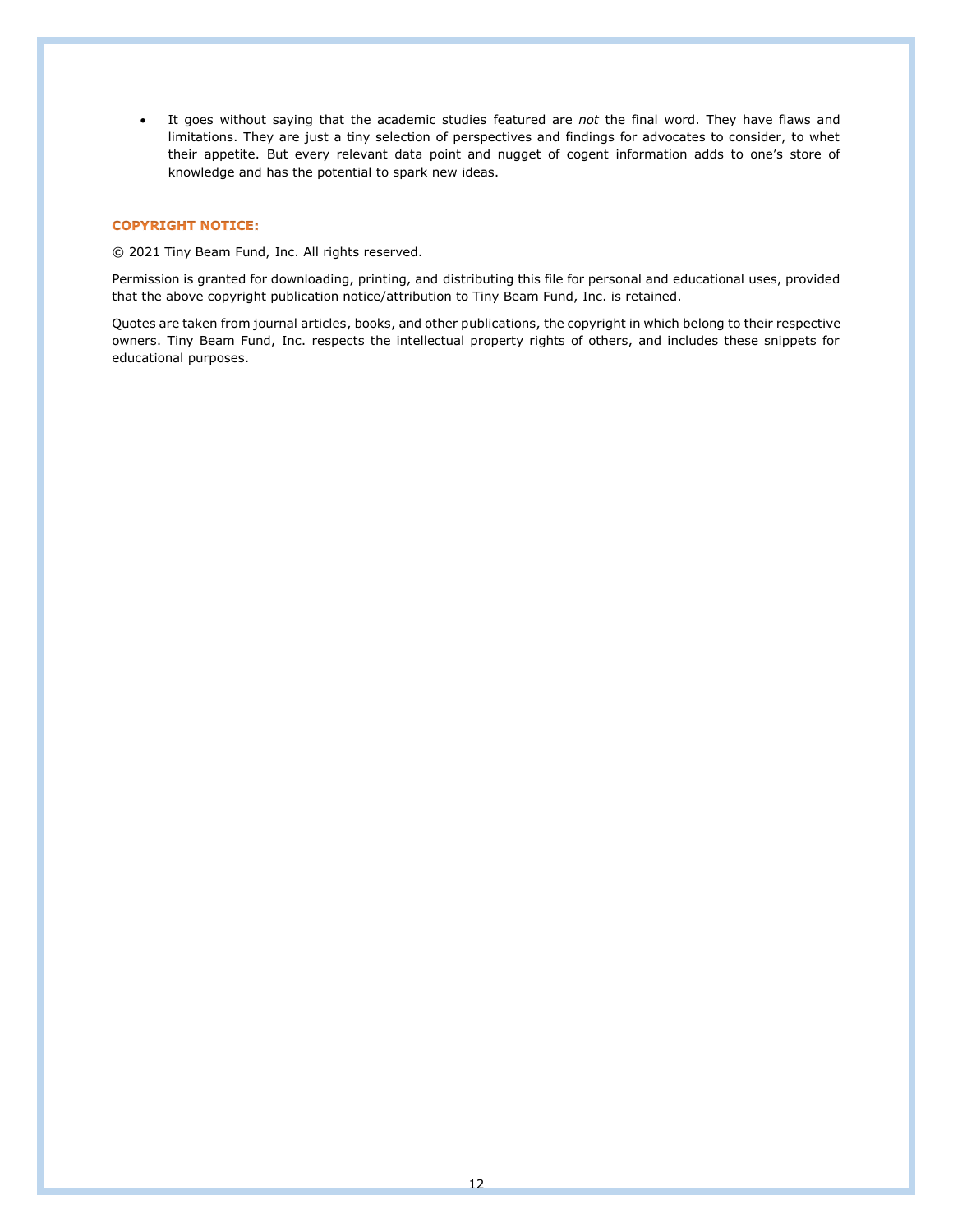- It goes without saying that the academic studies featured are *not* the final word. They have flaws and limitations. They are just a tiny selection of perspectives and findings for advocates to consider, to whet their appetite. But every relevant data point and nugget of cogent information adds to one's store of knowledge and has the potential to spark new ideas.

**COPYRIGHT NOTICE:**

© 2021 Tiny Beam Fund, Inc. All rights reserved.

Permission is granted for downloading, printing, and distributing this file for personal and educational uses, provided that the above copyright publication notice/attribution to Tiny Beam Fund, Inc. is retained.

Quotes are taken from journal articles, books, and other publications, the copyright in which belong to their respective owners. Tiny Beam Fund, Inc. respects the intellectual property rights of others, and includes these snippets for educational purposes.